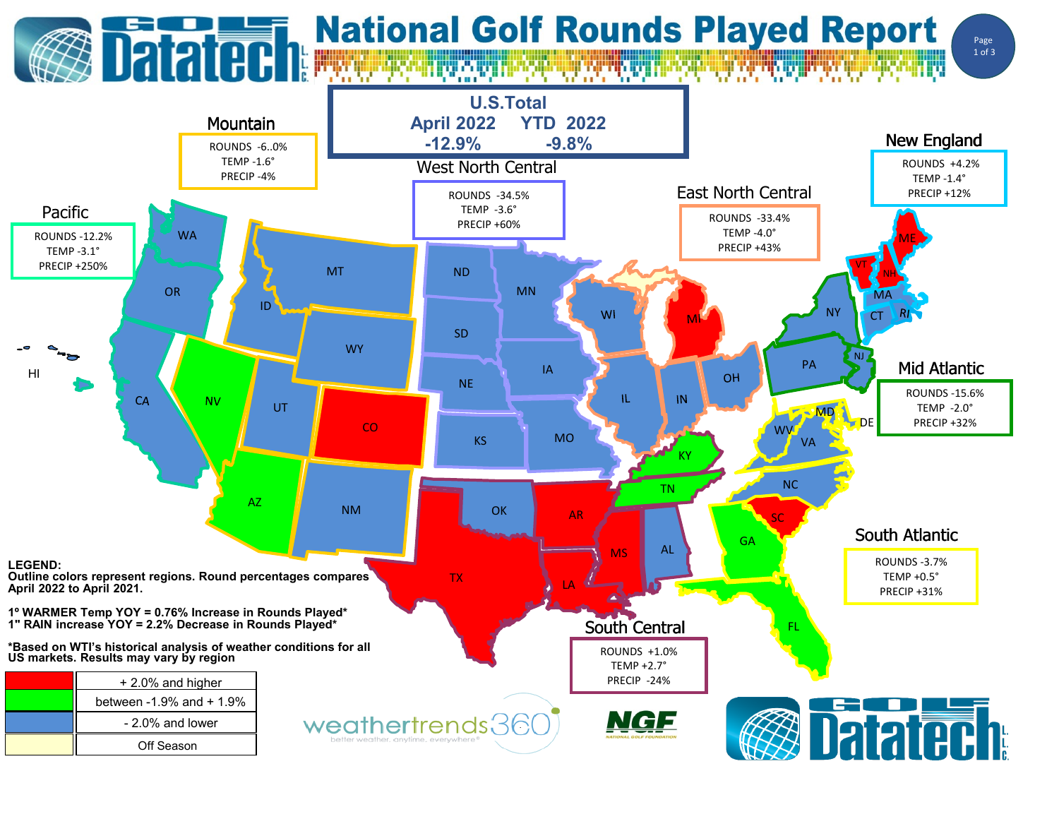# National Golf Rounds Played Report

## U.S. Total

| April 2022 | YTD 2022 |
|---|---|
| -12.9% | -9.8% |

### Mountain
ROUNDS -6..0%
TEMP -1.6°
PRECIP -4%

### West North Central
ROUNDS -34.5%
TEMP -3.6°
PRECIP +60%

### East North Central
ROUNDS -33.4%
TEMP -4.0°
PRECIP +43%

### New England
ROUNDS +4.2%
TEMP -1.4°
PRECIP +12%

### Pacific
ROUNDS -12.2%
TEMP -3.1°
PRECIP +250%

### Mid Atlantic
ROUNDS -15.6%
TEMP -2.0°
PRECIP +32%

### South Atlantic
ROUNDS -3.7%
TEMP +0.5°
PRECIP +31%

### South Central
ROUNDS +1.0%
TEMP +2.7°
PRECIP -24%

**LEGEND:**
**Outline colors represent regions. Round percentages compares April 2022 to April 2021.**

**1° WARMER Temp YOY = 0.76% Increase in Rounds Played***
**1" RAIN increase YOY = 2.2% Decrease in Rounds Played***

***Based on WTI's historical analysis of weather conditions for all US markets. Results may vary by region**

| Color | Meaning |
|---|---|
| Red | + 2.0% and higher |
| Green | between -1.9% and + 1.9% |
| Blue | - 2.0% and lower |
| Light yellow | Off Season |

weathertrends360 — better weather, anytime, everywhere®

NGF — NATIONAL GOLF FOUNDATION

Golf Datatech L.L.C.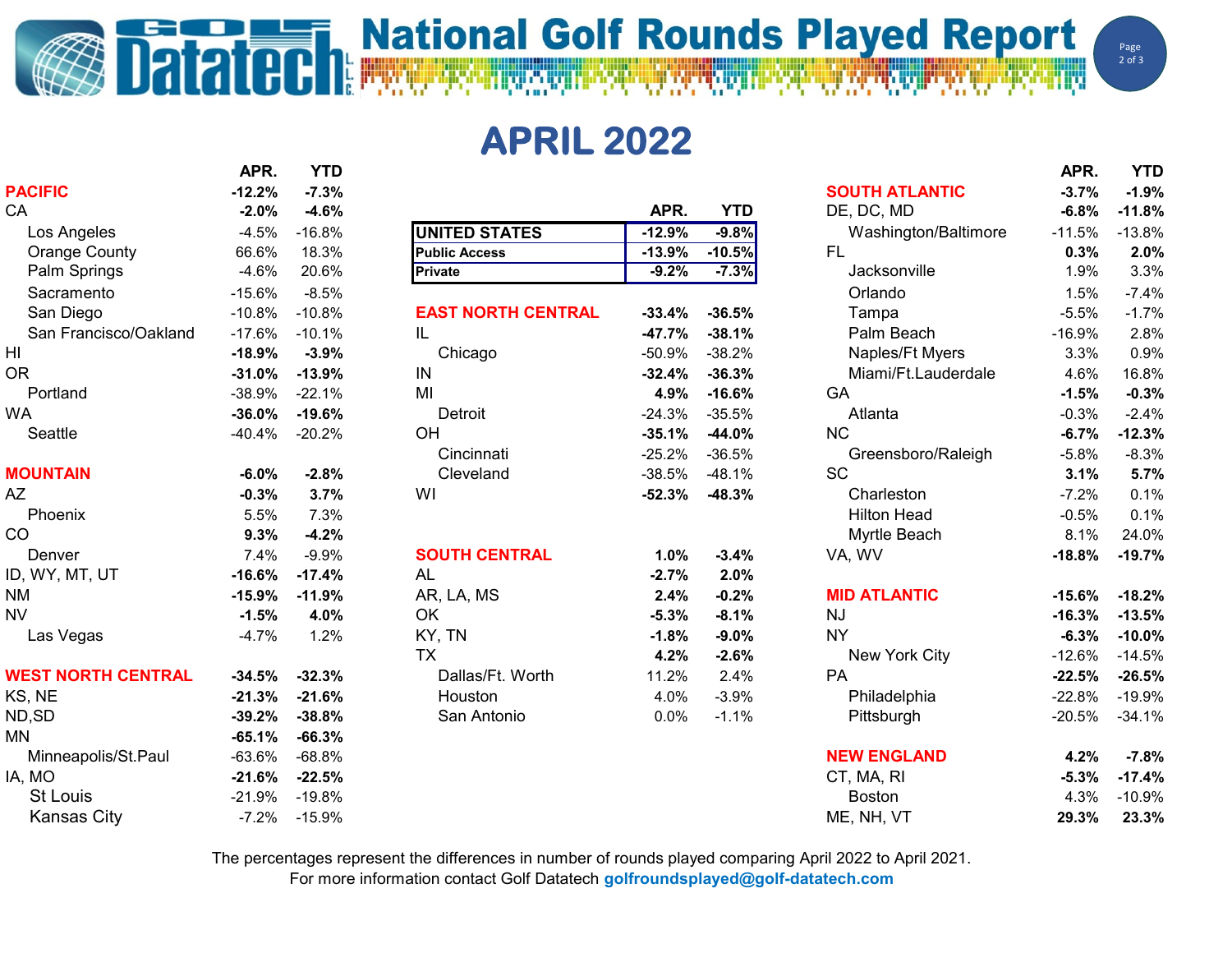# National Golf Rounds Played Report

## APRIL 2022

|  | APR. | YTD |
|---|---|---|
| **UNITED STATES** | **-12.9%** | **-9.8%** |
| **Public Access** | **-13.9%** | **-10.5%** |
| **Private** | **-9.2%** | **-7.3%** |

|  | APR. | YTD |
|---|---|---|
| **PACIFIC** | **-12.2%** | **-7.3%** |
| CA | **-2.0%** | **-4.6%** |
| Los Angeles | -4.5% | -16.8% |
| Orange County | 66.6% | 18.3% |
| Palm Springs | -4.6% | 20.6% |
| Sacramento | -15.6% | -8.5% |
| San Diego | -10.8% | -10.8% |
| San Francisco/Oakland | -17.6% | -10.1% |
| HI | **-18.9%** | **-3.9%** |
| OR | **-31.0%** | **-13.9%** |
| Portland | -38.9% | -22.1% |
| WA | **-36.0%** | **-19.6%** |
| Seattle | -40.4% | -20.2% |
| **MOUNTAIN** | **-6.0%** | **-2.8%** |
| AZ | **-0.3%** | **3.7%** |
| Phoenix | 5.5% | 7.3% |
| CO | **9.3%** | **-4.2%** |
| Denver | 7.4% | -9.9% |
| ID, WY, MT, UT | **-16.6%** | **-17.4%** |
| NM | **-15.9%** | **-11.9%** |
| NV | **-1.5%** | **4.0%** |
| Las Vegas | -4.7% | 1.2% |
| **WEST NORTH CENTRAL** | **-34.5%** | **-32.3%** |
| KS, NE | **-21.3%** | **-21.6%** |
| ND,SD | **-39.2%** | **-38.8%** |
| MN | **-65.1%** | **-66.3%** |
| Minneapolis/St.Paul | -63.6% | -68.8% |
| IA, MO | **-21.6%** | **-22.5%** |
| St Louis | -21.9% | -19.8% |
| Kansas City | -7.2% | -15.9% |

|  | APR. | YTD |
|---|---|---|
| **EAST NORTH CENTRAL** | **-33.4%** | **-36.5%** |
| IL | **-47.7%** | **-38.1%** |
| Chicago | -50.9% | -38.2% |
| IN | **-32.4%** | **-36.3%** |
| MI | **4.9%** | **-16.6%** |
| Detroit | -24.3% | -35.5% |
| OH | **-35.1%** | **-44.0%** |
| Cincinnati | -25.2% | -36.5% |
| Cleveland | -38.5% | -48.1% |
| WI | **-52.3%** | **-48.3%** |
| **SOUTH CENTRAL** | **1.0%** | **-3.4%** |
| AL | **-2.7%** | **2.0%** |
| AR, LA, MS | **2.4%** | **-0.2%** |
| OK | **-5.3%** | **-8.1%** |
| KY, TN | **-1.8%** | **-9.0%** |
| TX | **4.2%** | **-2.6%** |
| Dallas/Ft. Worth | 11.2% | 2.4% |
| Houston | 4.0% | -3.9% |
| San Antonio | 0.0% | -1.1% |

|  | APR. | YTD |
|---|---|---|
| **SOUTH ATLANTIC** | **-3.7%** | **-1.9%** |
| DE, DC, MD | **-6.8%** | **-11.8%** |
| Washington/Baltimore | -11.5% | -13.8% |
| FL | **0.3%** | **2.0%** |
| Jacksonville | 1.9% | 3.3% |
| Orlando | 1.5% | -7.4% |
| Tampa | -5.5% | -1.7% |
| Palm Beach | -16.9% | 2.8% |
| Naples/Ft Myers | 3.3% | 0.9% |
| Miami/Ft.Lauderdale | 4.6% | 16.8% |
| GA | **-1.5%** | **-0.3%** |
| Atlanta | -0.3% | -2.4% |
| NC | **-6.7%** | **-12.3%** |
| Greensboro/Raleigh | -5.8% | -8.3% |
| SC | **3.1%** | **5.7%** |
| Charleston | -7.2% | 0.1% |
| Hilton Head | -0.5% | 0.1% |
| Myrtle Beach | 8.1% | 24.0% |
| VA, WV | **-18.8%** | **-19.7%** |
| **MID ATLANTIC** | **-15.6%** | **-18.2%** |
| NJ | **-16.3%** | **-13.5%** |
| NY | **-6.3%** | **-10.0%** |
| New York City | -12.6% | -14.5% |
| PA | **-22.5%** | **-26.5%** |
| Philadelphia | -22.8% | -19.9% |
| Pittsburgh | -20.5% | -34.1% |
| **NEW ENGLAND** | **4.2%** | **-7.8%** |
| CT, MA, RI | **-5.3%** | **-17.4%** |
| Boston | 4.3% | -10.9% |
| ME, NH, VT | **29.3%** | **23.3%** |

The percentages represent the differences in number of rounds played comparing April 2022 to April 2021.
For more information contact Golf Datatech **golfroundsplayed@golf-datatech.com**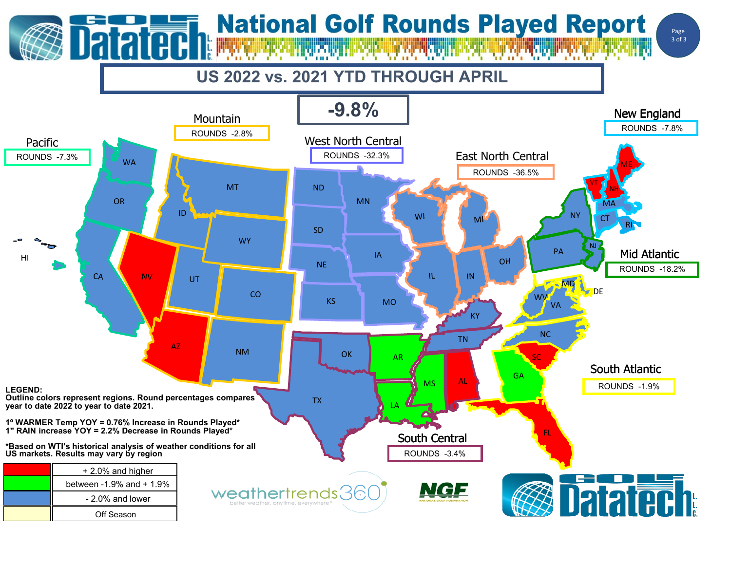# Golf Datatech L.L.C.

# National Golf Rounds Played Report

## US 2022 vs. 2021 YTD THROUGH APRIL

**-9.8%**

Pacific
ROUNDS -7.3%

Mountain
ROUNDS -2.8%

West North Central
ROUNDS -32.3%

East North Central
ROUNDS -36.5%

New England
ROUNDS -7.8%

Mid Atlantic
ROUNDS -18.2%

South Atlantic
ROUNDS -1.9%

South Central
ROUNDS -3.4%

WA
OR
CA
HI
NV
ID
MT
WY
UT
CO
AZ
NM
ND
SD
NE
KS
MN
IA
MO
WI
MI
IL
IN
OH
KY
TN
OK
TX
AR
LA
MS
AL
GA
SC
FL
NC
VA
WV
MD
DE
PA
NJ
NY
CT
RI
MA
VT
NH
ME

**LEGEND:**
**Outline colors represent regions. Round percentages compares year to date 2022 to year to date 2021.**

**1º WARMER Temp YOY = 0.76% Increase in Rounds Played***
**1" RAIN increase YOY = 2.2% Decrease in Rounds Played***

***Based on WTI's historical analysis of weather conditions for all US markets. Results may vary by region**

| | |
|---|---|
| Red | + 2.0% and higher |
| Green | between -1.9% and + 1.9% |
| Blue | - 2.0% and lower |
| Light yellow | Off Season |

weathertrends360
better weather, anytime, everywhere®

NGF
NATIONAL GOLF FOUNDATION

Golf Datatech L.L.C.